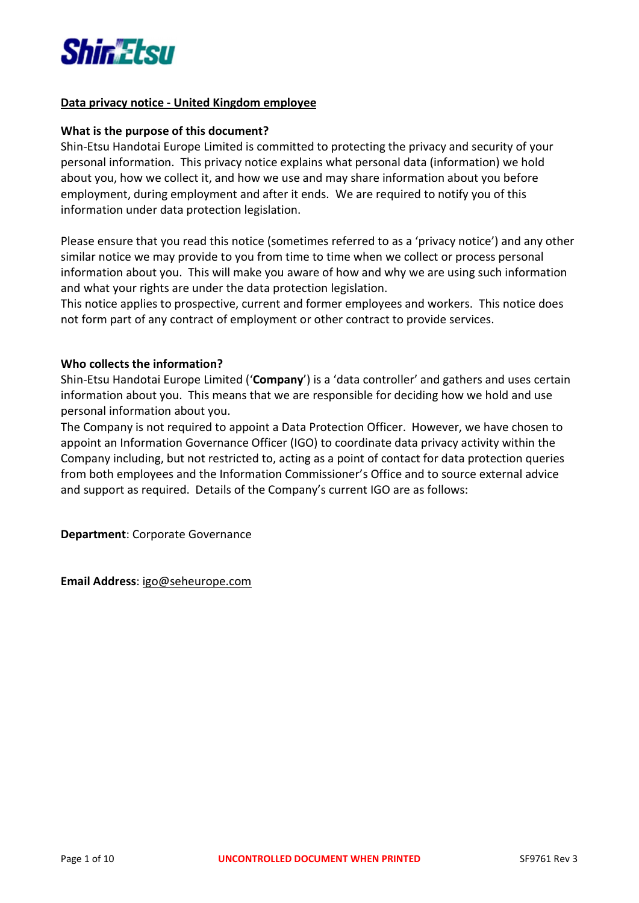## Data privacy notice - United Kingdom employee

### What is the purpose of this document?

Shin-Etsu Handotai Europe Limited is committed to protecting the privacy and security of your personal information. This privacy notice explains what personal data (information) we hold about you, how we collect it, and how we use and may share information about you before employment, during employment and after it ends. We are required to notify you of this information under data protection legislation.

Please ensure that you read this notice (sometimes referred to as a 'privacy notice') and any other similar notice we may provide to you from time to time when we collect or process personal information about you. This will make you aware of how and why we are using such information and what your rights are under the data protection legislation.
This notice applies to prospective, current and former employees and workers. This notice does not form part of any contract of employment or other contract to provide services.

### Who collects the information?

Shin-Etsu Handotai Europe Limited ('**Company**') is a 'data controller' and gathers and uses certain information about you. This means that we are responsible for deciding how we hold and use personal information about you.
The Company is not required to appoint a Data Protection Officer. However, we have chosen to appoint an Information Governance Officer (IGO) to coordinate data privacy activity within the Company including, but not restricted to, acting as a point of contact for data protection queries from both employees and the Information Commissioner's Office and to source external advice and support as required. Details of the Company's current IGO are as follows:

**Department**: Corporate Governance

**Email Address**: igo@seheurope.com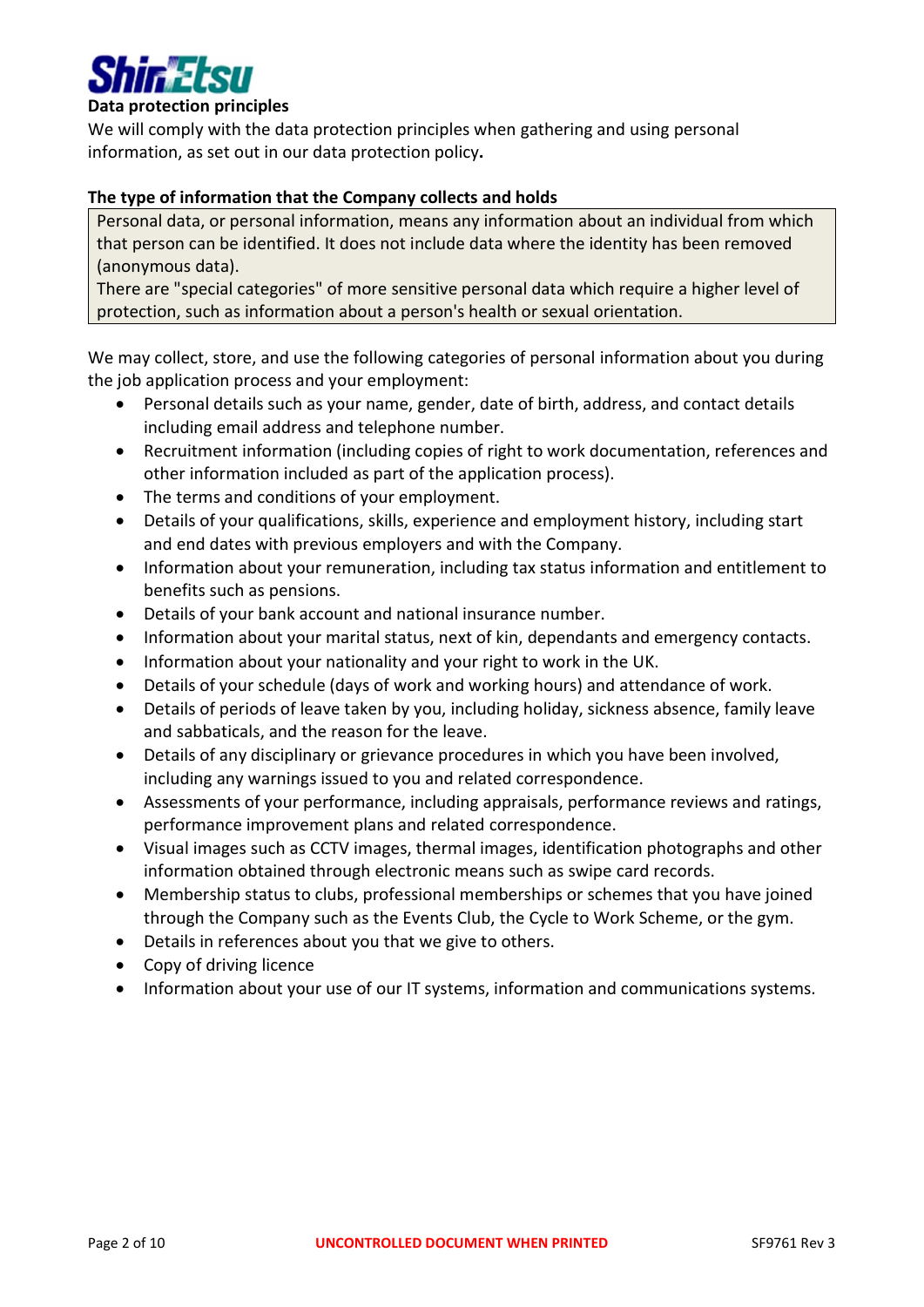## Data protection principles

We will comply with the data protection principles when gathering and using personal information, as set out in our data protection policy**.**

## The type of information that the Company collects and holds

> Personal data, or personal information, means any information about an individual from which that person can be identified. It does not include data where the identity has been removed (anonymous data).
> There are "special categories" of more sensitive personal data which require a higher level of protection, such as information about a person's health or sexual orientation.

We may collect, store, and use the following categories of personal information about you during the job application process and your employment:

- Personal details such as your name, gender, date of birth, address, and contact details including email address and telephone number.
- Recruitment information (including copies of right to work documentation, references and other information included as part of the application process).
- The terms and conditions of your employment.
- Details of your qualifications, skills, experience and employment history, including start and end dates with previous employers and with the Company.
- Information about your remuneration, including tax status information and entitlement to benefits such as pensions.
- Details of your bank account and national insurance number.
- Information about your marital status, next of kin, dependants and emergency contacts.
- Information about your nationality and your right to work in the UK.
- Details of your schedule (days of work and working hours) and attendance of work.
- Details of periods of leave taken by you, including holiday, sickness absence, family leave and sabbaticals, and the reason for the leave.
- Details of any disciplinary or grievance procedures in which you have been involved, including any warnings issued to you and related correspondence.
- Assessments of your performance, including appraisals, performance reviews and ratings, performance improvement plans and related correspondence.
- Visual images such as CCTV images, thermal images, identification photographs and other information obtained through electronic means such as swipe card records.
- Membership status to clubs, professional memberships or schemes that you have joined through the Company such as the Events Club, the Cycle to Work Scheme, or the gym.
- Details in references about you that we give to others.
- Copy of driving licence
- Information about your use of our IT systems, information and communications systems.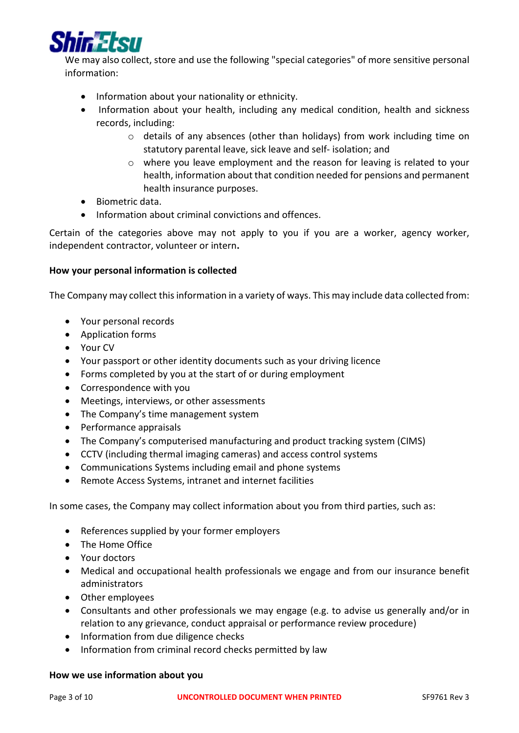We may also collect, store and use the following "special categories" of more sensitive personal information:

- Information about your nationality or ethnicity.
- Information about your health, including any medical condition, health and sickness records, including:
    - details of any absences (other than holidays) from work including time on statutory parental leave, sick leave and self- isolation; and
    - where you leave employment and the reason for leaving is related to your health, information about that condition needed for pensions and permanent health insurance purposes.
- Biometric data.
- Information about criminal convictions and offences.

Certain of the categories above may not apply to you if you are a worker, agency worker, independent contractor, volunteer or intern**.**

**How your personal information is collected**

The Company may collect this information in a variety of ways. This may include data collected from:

- Your personal records
- Application forms
- Your CV
- Your passport or other identity documents such as your driving licence
- Forms completed by you at the start of or during employment
- Correspondence with you
- Meetings, interviews, or other assessments
- The Company's time management system
- Performance appraisals
- The Company's computerised manufacturing and product tracking system (CIMS)
- CCTV (including thermal imaging cameras) and access control systems
- Communications Systems including email and phone systems
- Remote Access Systems, intranet and internet facilities

In some cases, the Company may collect information about you from third parties, such as:

- References supplied by your former employers
- The Home Office
- Your doctors
- Medical and occupational health professionals we engage and from our insurance benefit administrators
- Other employees
- Consultants and other professionals we may engage (e.g. to advise us generally and/or in relation to any grievance, conduct appraisal or performance review procedure)
- Information from due diligence checks
- Information from criminal record checks permitted by law

**How we use information about you**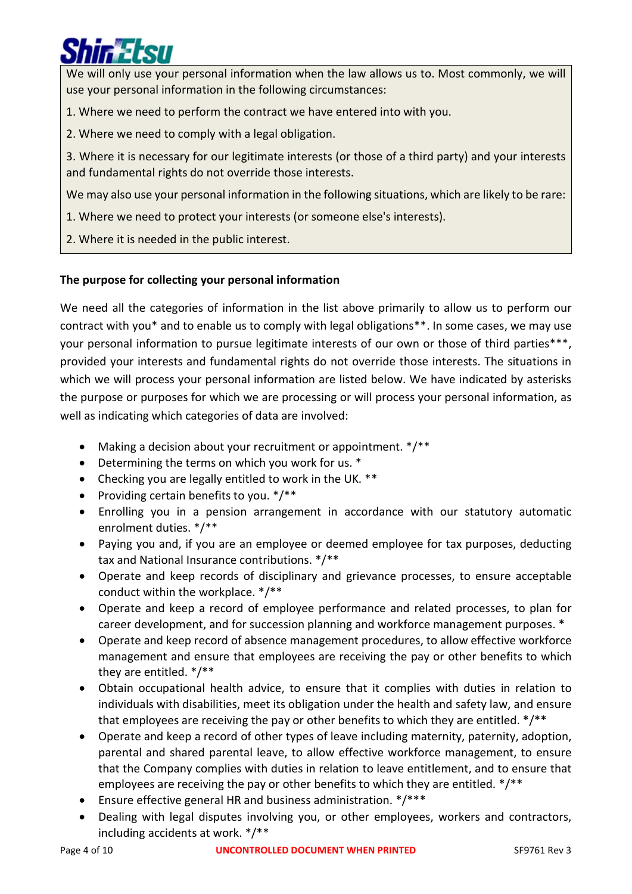We will only use your personal information when the law allows us to. Most commonly, we will use your personal information in the following circumstances:

1. Where we need to perform the contract we have entered into with you.

2. Where we need to comply with a legal obligation.

3. Where it is necessary for our legitimate interests (or those of a third party) and your interests and fundamental rights do not override those interests.

We may also use your personal information in the following situations, which are likely to be rare:

1. Where we need to protect your interests (or someone else's interests).

2. Where it is needed in the public interest.

**The purpose for collecting your personal information**

We need all the categories of information in the list above primarily to allow us to perform our contract with you* and to enable us to comply with legal obligations**. In some cases, we may use your personal information to pursue legitimate interests of our own or those of third parties***, provided your interests and fundamental rights do not override those interests. The situations in which we will process your personal information are listed below. We have indicated by asterisks the purpose or purposes for which we are processing or will process your personal information, as well as indicating which categories of data are involved:

- Making a decision about your recruitment or appointment. */**
- Determining the terms on which you work for us. *
- Checking you are legally entitled to work in the UK. **
- Providing certain benefits to you. */**
- Enrolling you in a pension arrangement in accordance with our statutory automatic enrolment duties. */**
- Paying you and, if you are an employee or deemed employee for tax purposes, deducting tax and National Insurance contributions. */**
- Operate and keep records of disciplinary and grievance processes, to ensure acceptable conduct within the workplace. */**
- Operate and keep a record of employee performance and related processes, to plan for career development, and for succession planning and workforce management purposes. *
- Operate and keep record of absence management procedures, to allow effective workforce management and ensure that employees are receiving the pay or other benefits to which they are entitled. */**
- Obtain occupational health advice, to ensure that it complies with duties in relation to individuals with disabilities, meet its obligation under the health and safety law, and ensure that employees are receiving the pay or other benefits to which they are entitled. */**
- Operate and keep a record of other types of leave including maternity, paternity, adoption, parental and shared parental leave, to allow effective workforce management, to ensure that the Company complies with duties in relation to leave entitlement, and to ensure that employees are receiving the pay or other benefits to which they are entitled. */**
- Ensure effective general HR and business administration. */***
- Dealing with legal disputes involving you, or other employees, workers and contractors, including accidents at work. */**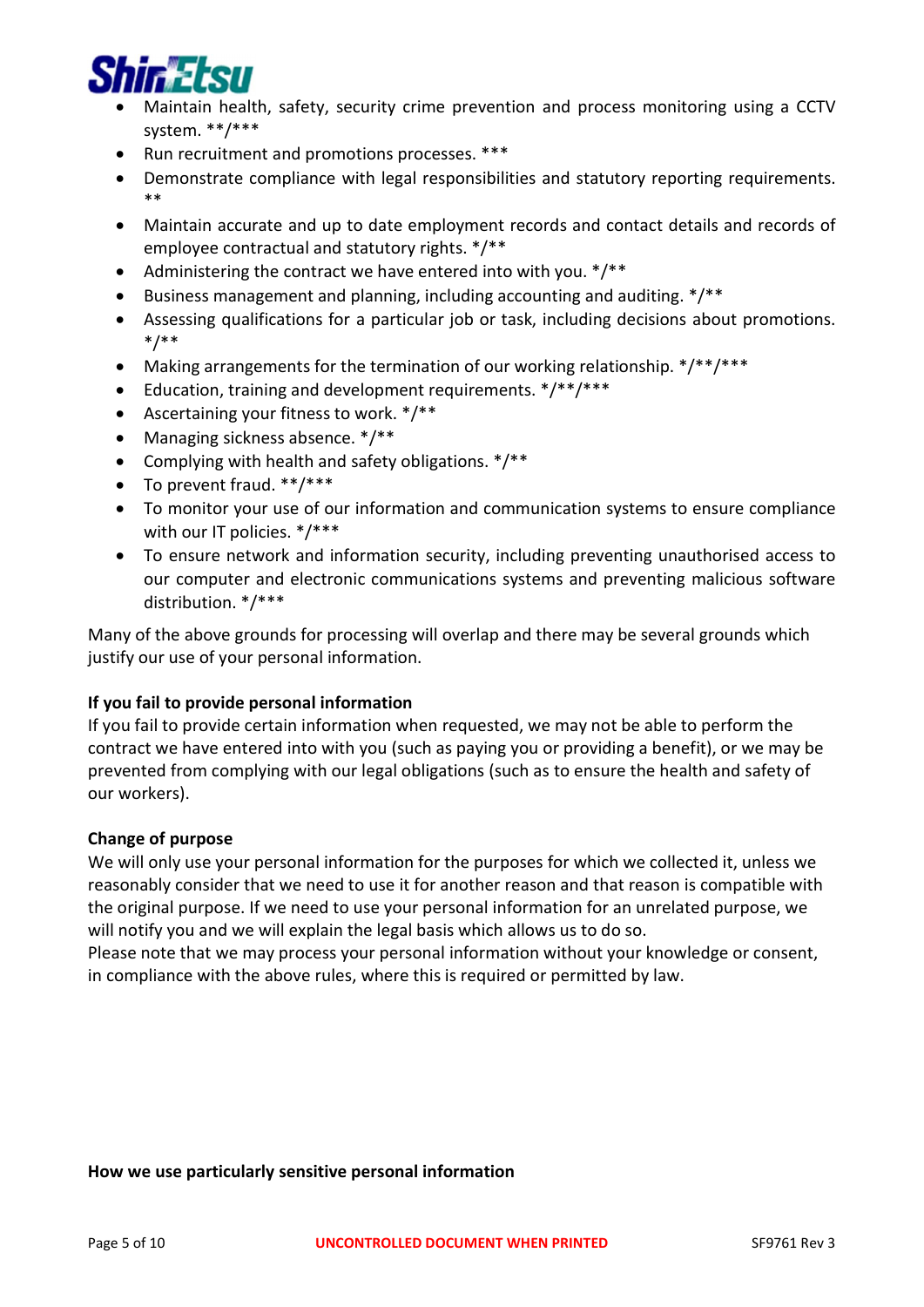- Maintain health, safety, security crime prevention and process monitoring using a CCTV system. **/***
- Run recruitment and promotions processes. ***
- Demonstrate compliance with legal responsibilities and statutory reporting requirements. **
- Maintain accurate and up to date employment records and contact details and records of employee contractual and statutory rights. */**
- Administering the contract we have entered into with you. */**
- Business management and planning, including accounting and auditing. */**
- Assessing qualifications for a particular job or task, including decisions about promotions. */**
- Making arrangements for the termination of our working relationship. */**/***
- Education, training and development requirements. */**/***
- Ascertaining your fitness to work. */**
- Managing sickness absence. */**
- Complying with health and safety obligations. */**
- To prevent fraud. **/***
- To monitor your use of our information and communication systems to ensure compliance with our IT policies. */***
- To ensure network and information security, including preventing unauthorised access to our computer and electronic communications systems and preventing malicious software distribution. */***

Many of the above grounds for processing will overlap and there may be several grounds which justify our use of your personal information.

**If you fail to provide personal information**

If you fail to provide certain information when requested, we may not be able to perform the contract we have entered into with you (such as paying you or providing a benefit), or we may be prevented from complying with our legal obligations (such as to ensure the health and safety of our workers).

**Change of purpose**

We will only use your personal information for the purposes for which we collected it, unless we reasonably consider that we need to use it for another reason and that reason is compatible with the original purpose. If we need to use your personal information for an unrelated purpose, we will notify you and we will explain the legal basis which allows us to do so.

Please note that we may process your personal information without your knowledge or consent, in compliance with the above rules, where this is required or permitted by law.

**How we use particularly sensitive personal information**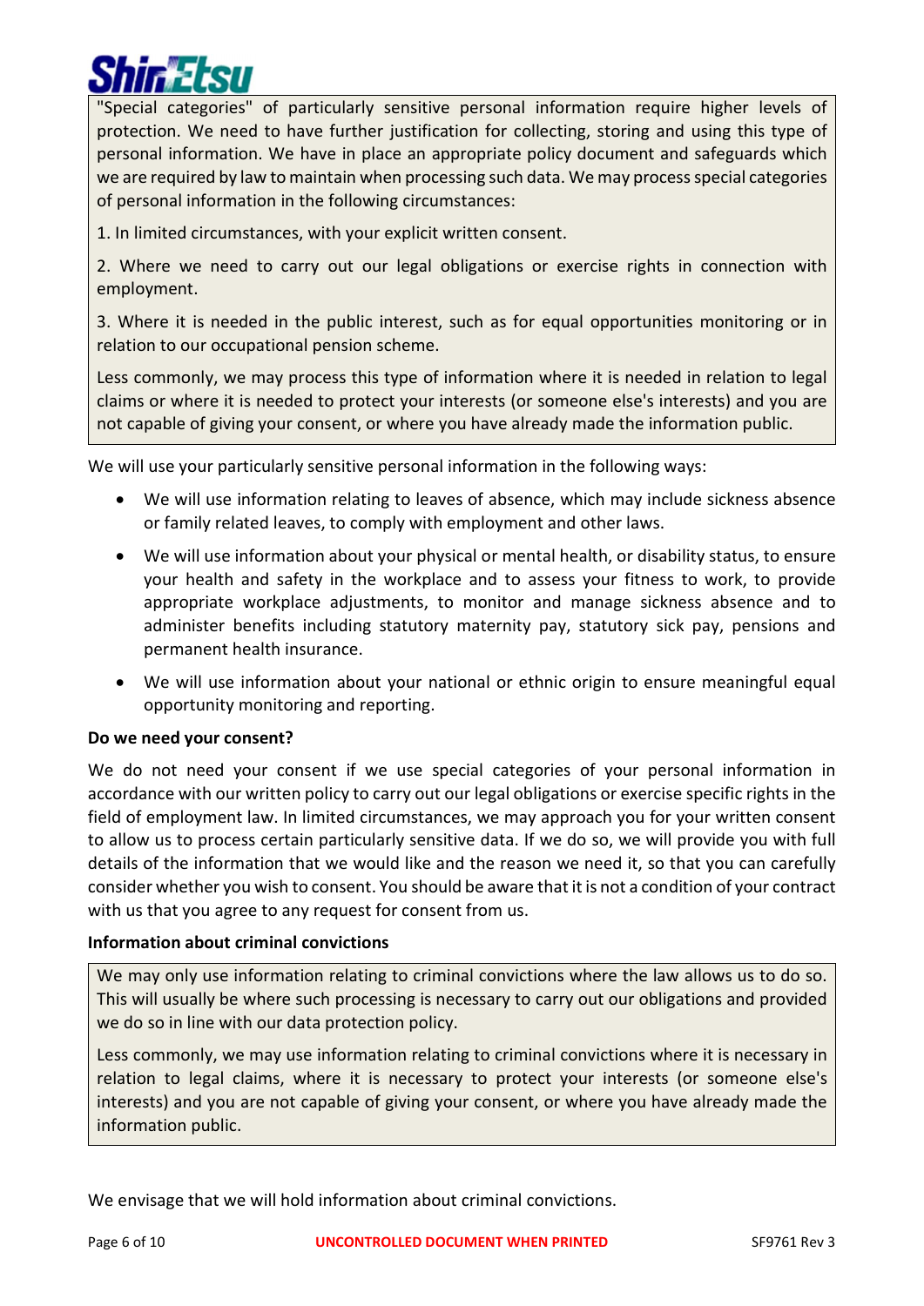"Special categories" of particularly sensitive personal information require higher levels of protection. We need to have further justification for collecting, storing and using this type of personal information. We have in place an appropriate policy document and safeguards which we are required by law to maintain when processing such data. We may process special categories of personal information in the following circumstances:

1. In limited circumstances, with your explicit written consent.

2. Where we need to carry out our legal obligations or exercise rights in connection with employment.

3. Where it is needed in the public interest, such as for equal opportunities monitoring or in relation to our occupational pension scheme.

Less commonly, we may process this type of information where it is needed in relation to legal claims or where it is needed to protect your interests (or someone else's interests) and you are not capable of giving your consent, or where you have already made the information public.

We will use your particularly sensitive personal information in the following ways:

- We will use information relating to leaves of absence, which may include sickness absence or family related leaves, to comply with employment and other laws.
- We will use information about your physical or mental health, or disability status, to ensure your health and safety in the workplace and to assess your fitness to work, to provide appropriate workplace adjustments, to monitor and manage sickness absence and to administer benefits including statutory maternity pay, statutory sick pay, pensions and permanent health insurance.
- We will use information about your national or ethnic origin to ensure meaningful equal opportunity monitoring and reporting.

**Do we need your consent?**

We do not need your consent if we use special categories of your personal information in accordance with our written policy to carry out our legal obligations or exercise specific rights in the field of employment law. In limited circumstances, we may approach you for your written consent to allow us to process certain particularly sensitive data. If we do so, we will provide you with full details of the information that we would like and the reason we need it, so that you can carefully consider whether you wish to consent. You should be aware that it is not a condition of your contract with us that you agree to any request for consent from us.

**Information about criminal convictions**

We may only use information relating to criminal convictions where the law allows us to do so. This will usually be where such processing is necessary to carry out our obligations and provided we do so in line with our data protection policy.

Less commonly, we may use information relating to criminal convictions where it is necessary in relation to legal claims, where it is necessary to protect your interests (or someone else's interests) and you are not capable of giving your consent, or where you have already made the information public.

We envisage that we will hold information about criminal convictions.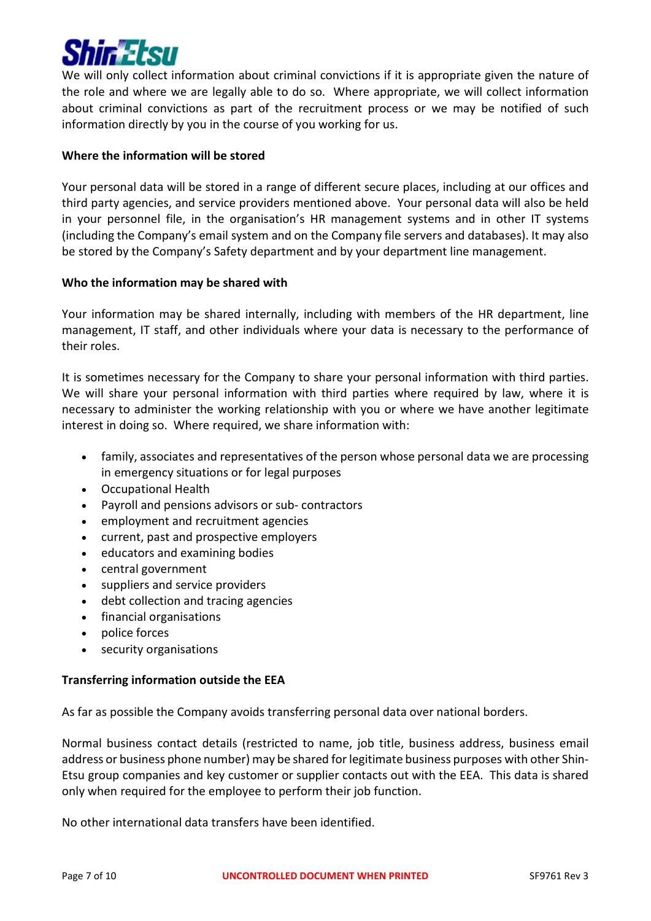We will only collect information about criminal convictions if it is appropriate given the nature of the role and where we are legally able to do so. Where appropriate, we will collect information about criminal convictions as part of the recruitment process or we may be notified of such information directly by you in the course of you working for us.

**Where the information will be stored**

Your personal data will be stored in a range of different secure places, including at our offices and third party agencies, and service providers mentioned above. Your personal data will also be held in your personnel file, in the organisation's HR management systems and in other IT systems (including the Company's email system and on the Company file servers and databases). It may also be stored by the Company's Safety department and by your department line management.

**Who the information may be shared with**

Your information may be shared internally, including with members of the HR department, line management, IT staff, and other individuals where your data is necessary to the performance of their roles.

It is sometimes necessary for the Company to share your personal information with third parties. We will share your personal information with third parties where required by law, where it is necessary to administer the working relationship with you or where we have another legitimate interest in doing so. Where required, we share information with:

- family, associates and representatives of the person whose personal data we are processing in emergency situations or for legal purposes
- Occupational Health
- Payroll and pensions advisors or sub- contractors
- employment and recruitment agencies
- current, past and prospective employers
- educators and examining bodies
- central government
- suppliers and service providers
- debt collection and tracing agencies
- financial organisations
- police forces
- security organisations

**Transferring information outside the EEA**

As far as possible the Company avoids transferring personal data over national borders.

Normal business contact details (restricted to name, job title, business address, business email address or business phone number) may be shared for legitimate business purposes with other Shin-Etsu group companies and key customer or supplier contacts out with the EEA. This data is shared only when required for the employee to perform their job function.

No other international data transfers have been identified.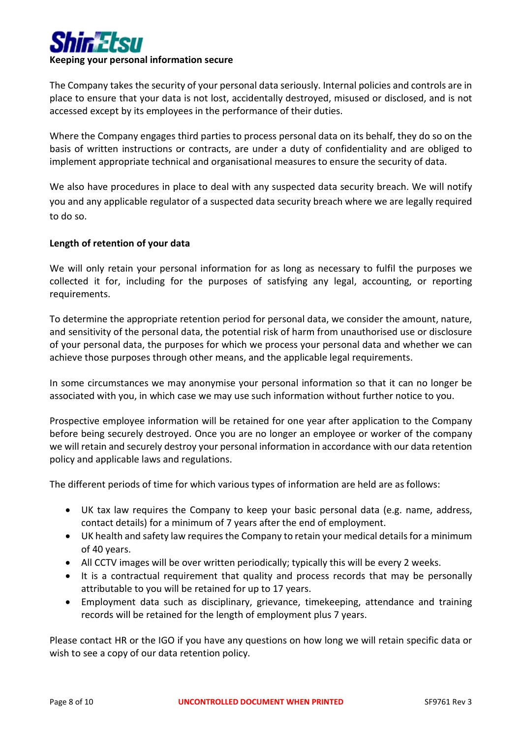**Keeping your personal information secure**

The Company takes the security of your personal data seriously. Internal policies and controls are in place to ensure that your data is not lost, accidentally destroyed, misused or disclosed, and is not accessed except by its employees in the performance of their duties.

Where the Company engages third parties to process personal data on its behalf, they do so on the basis of written instructions or contracts, are under a duty of confidentiality and are obliged to implement appropriate technical and organisational measures to ensure the security of data.

We also have procedures in place to deal with any suspected data security breach. We will notify you and any applicable regulator of a suspected data security breach where we are legally required to do so.

**Length of retention of your data**

We will only retain your personal information for as long as necessary to fulfil the purposes we collected it for, including for the purposes of satisfying any legal, accounting, or reporting requirements.

To determine the appropriate retention period for personal data, we consider the amount, nature, and sensitivity of the personal data, the potential risk of harm from unauthorised use or disclosure of your personal data, the purposes for which we process your personal data and whether we can achieve those purposes through other means, and the applicable legal requirements.

In some circumstances we may anonymise your personal information so that it can no longer be associated with you, in which case we may use such information without further notice to you.

Prospective employee information will be retained for one year after application to the Company before being securely destroyed. Once you are no longer an employee or worker of the company we will retain and securely destroy your personal information in accordance with our data retention policy and applicable laws and regulations.

The different periods of time for which various types of information are held are as follows:

- UK tax law requires the Company to keep your basic personal data (e.g. name, address, contact details) for a minimum of 7 years after the end of employment.
- UK health and safety law requires the Company to retain your medical details for a minimum of 40 years.
- All CCTV images will be over written periodically; typically this will be every 2 weeks.
- It is a contractual requirement that quality and process records that may be personally attributable to you will be retained for up to 17 years.
- Employment data such as disciplinary, grievance, timekeeping, attendance and training records will be retained for the length of employment plus 7 years.

Please contact HR or the IGO if you have any questions on how long we will retain specific data or wish to see a copy of our data retention policy.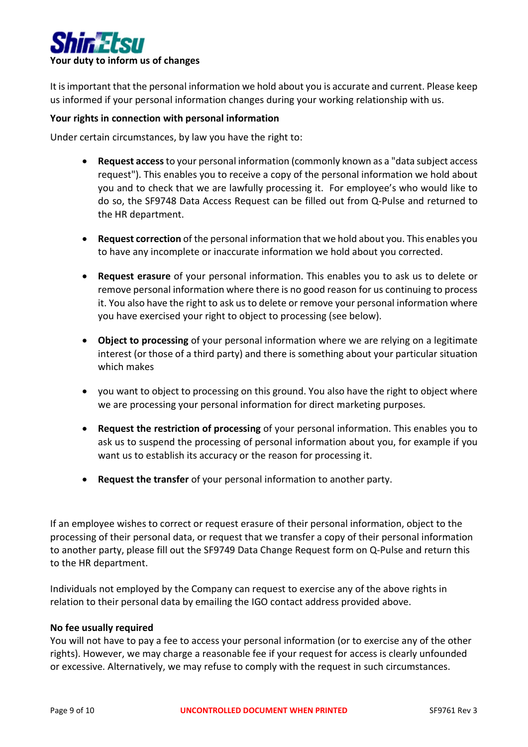**Your duty to inform us of changes**

It is important that the personal information we hold about you is accurate and current. Please keep us informed if your personal information changes during your working relationship with us.

**Your rights in connection with personal information**

Under certain circumstances, by law you have the right to:

- **Request access** to your personal information (commonly known as a "data subject access request"). This enables you to receive a copy of the personal information we hold about you and to check that we are lawfully processing it. For employee's who would like to do so, the SF9748 Data Access Request can be filled out from Q-Pulse and returned to the HR department.

- **Request correction** of the personal information that we hold about you. This enables you to have any incomplete or inaccurate information we hold about you corrected.

- **Request erasure** of your personal information. This enables you to ask us to delete or remove personal information where there is no good reason for us continuing to process it. You also have the right to ask us to delete or remove your personal information where you have exercised your right to object to processing (see below).

- **Object to processing** of your personal information where we are relying on a legitimate interest (or those of a third party) and there is something about your particular situation which makes

- you want to object to processing on this ground. You also have the right to object where we are processing your personal information for direct marketing purposes.

- **Request the restriction of processing** of your personal information. This enables you to ask us to suspend the processing of personal information about you, for example if you want us to establish its accuracy or the reason for processing it.

- **Request the transfer** of your personal information to another party.

If an employee wishes to correct or request erasure of their personal information, object to the processing of their personal data, or request that we transfer a copy of their personal information to another party, please fill out the SF9749 Data Change Request form on Q-Pulse and return this to the HR department.

Individuals not employed by the Company can request to exercise any of the above rights in relation to their personal data by emailing the IGO contact address provided above.

**No fee usually required**

You will not have to pay a fee to access your personal information (or to exercise any of the other rights). However, we may charge a reasonable fee if your request for access is clearly unfounded or excessive. Alternatively, we may refuse to comply with the request in such circumstances.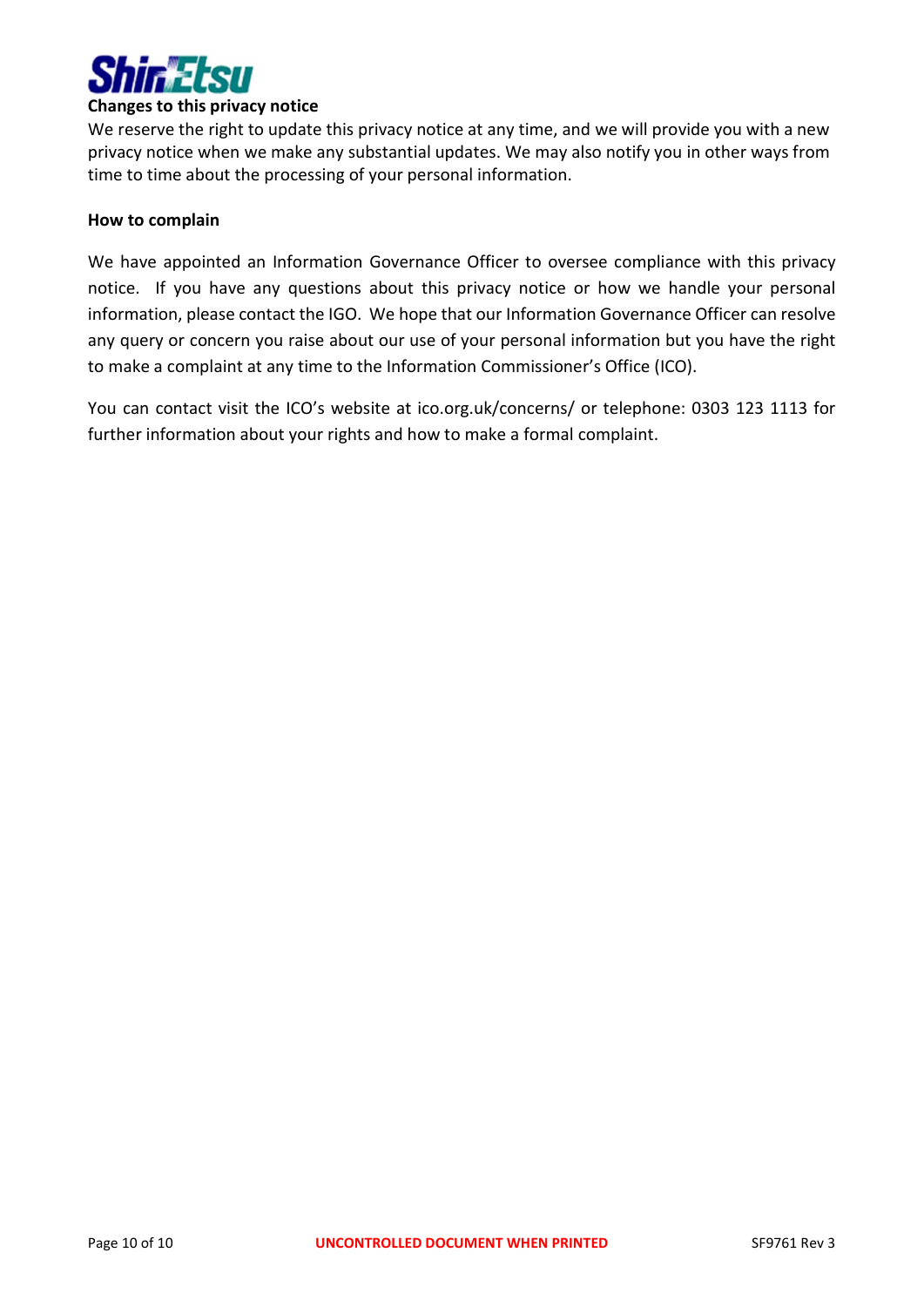**Changes to this privacy notice**

We reserve the right to update this privacy notice at any time, and we will provide you with a new privacy notice when we make any substantial updates. We may also notify you in other ways from time to time about the processing of your personal information.

**How to complain**

We have appointed an Information Governance Officer to oversee compliance with this privacy notice. If you have any questions about this privacy notice or how we handle your personal information, please contact the IGO. We hope that our Information Governance Officer can resolve any query or concern you raise about our use of your personal information but you have the right to make a complaint at any time to the Information Commissioner's Office (ICO).

You can contact visit the ICO's website at ico.org.uk/concerns/ or telephone: 0303 123 1113 for further information about your rights and how to make a formal complaint.